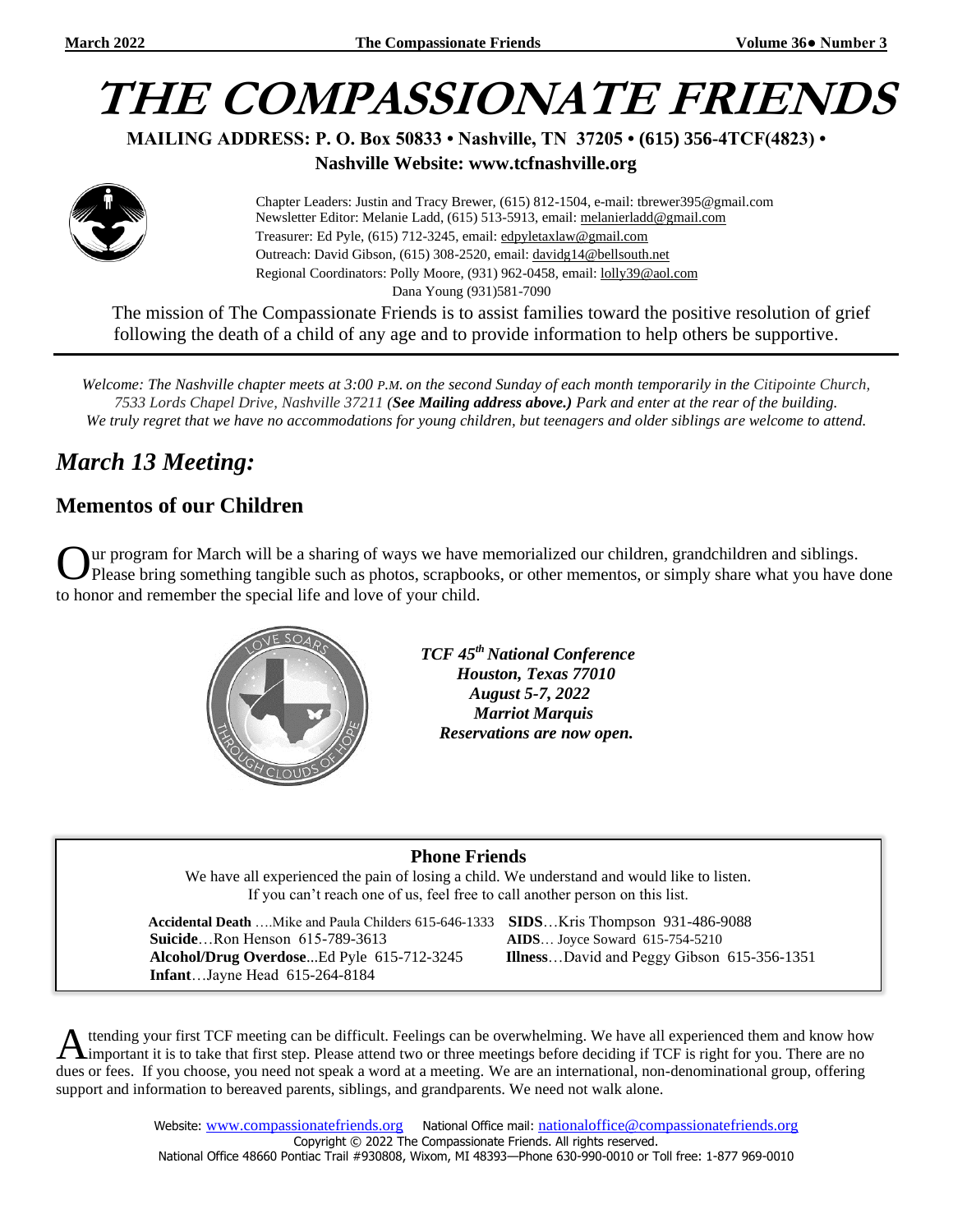# THE COMPASSIONATE FRIENDS

**MAILING ADDRESS: P. O. Box 50833 • Nashville, TN 37205 • (615) 356-4TCF(4823) •**

**Nashville Website: www.tcfnashville.org**

Chapter Leaders: Justin and Tracy Brewer, (615) 812-1504, e-mail: tbrewer395@gmail.com
Newsletter Editor: Melanie Ladd, (615) 513-5913, email: melanierladd@gmail.com
Treasurer: Ed Pyle, (615) 712-3245, email: edpyletaxlaw@gmail.com
Outreach: David Gibson, (615) 308-2520, email: davidg14@bellsouth.net
Regional Coordinators: Polly Moore, (931) 962-0458, email: lolly39@aol.com
Dana Young (931)581-7090

The mission of The Compassionate Friends is to assist families toward the positive resolution of grief following the death of a child of any age and to provide information to help others be supportive.

---

*Welcome: The Nashville chapter meets at 3:00 P.M. on the second Sunday of each month temporarily in the Citipointe Church, 7533 Lords Chapel Drive, Nashville 37211 (**See Mailing address above.**) Park and enter at the rear of the building. We truly regret that we have no accommodations for young children, but teenagers and older siblings are welcome to attend.*

## *March 13 Meeting:*

### Mementos of our Children

Our program for March will be a sharing of ways we have memorialized our children, grandchildren and siblings. Please bring something tangible such as photos, scrapbooks, or other mementos, or simply share what you have done to honor and remember the special life and love of your child.

***TCF 45th National Conference***
***Houston, Texas 77010***
***August 5-7, 2022***
***Marriot Marquis***
***Reservations are now open.***

### Phone Friends

We have all experienced the pain of losing a child. We understand and would like to listen.
If you can't reach one of us, feel free to call another person on this list.

**Accidental Death** ….Mike and Paula Childers 615-646-1333
**Suicide**…Ron Henson 615-789-3613
**Alcohol/Drug Overdose**...Ed Pyle 615-712-3245
**Infant**…Jayne Head 615-264-8184
**SIDS**…Kris Thompson 931-486-9088
**AIDS**… Joyce Soward 615-754-5210
**Illness**…David and Peggy Gibson 615-356-1351

Attending your first TCF meeting can be difficult. Feelings can be overwhelming. We have all experienced them and know how important it is to take that first step. Please attend two or three meetings before deciding if TCF is right for you. There are no dues or fees. If you choose, you need not speak a word at a meeting. We are an international, non-denominational group, offering support and information to bereaved parents, siblings, and grandparents. We need not walk alone.

Website: www.compassionatefriends.org National Office mail: nationaloffice@compassionatefriends.org
Copyright © 2022 The Compassionate Friends. All rights reserved.
National Office 48660 Pontiac Trail #930808, Wixom, MI 48393—Phone 630-990-0010 or Toll free: 1-877 969-0010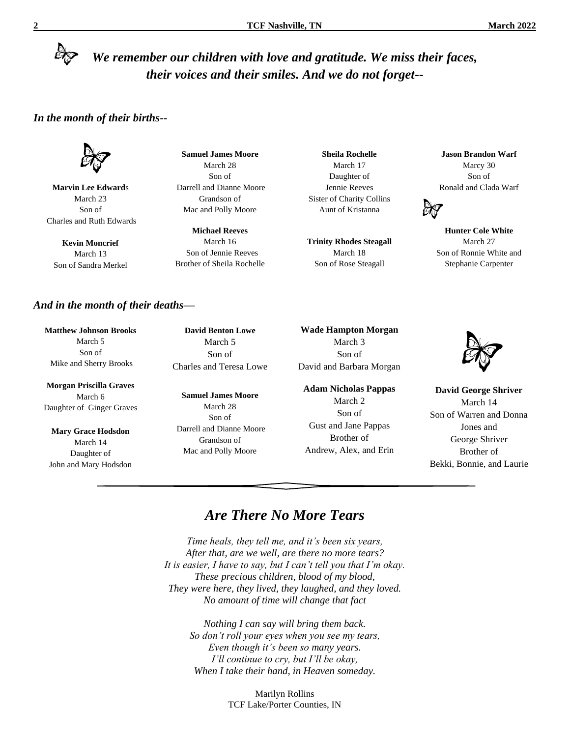***We remember our children with love and gratitude. We miss their faces, their voices and their smiles. And we do not forget--***

***In the month of their births--***

**Marvin Lee Edwards**
March 23
Son of
Charles and Ruth Edwards

**Kevin Moncrief**
March 13
Son of Sandra Merkel

**Samuel James Moore**
March 28
Son of
Darrell and Dianne Moore
Grandson of
Mac and Polly Moore

**Michael Reeves**
March 16
Son of Jennie Reeves
Brother of Sheila Rochelle

**Sheila Rochelle**
March 17
Daughter of
Jennie Reeves
Sister of Charity Collins
Aunt of Kristanna

**Trinity Rhodes Steagall**
March 18
Son of Rose Steagall

**Jason Brandon Warf**
Marcy 30
Son of
Ronald and Clada Warf

**Hunter Cole White**
March 27
Son of Ronnie White and
Stephanie Carpenter

***And in the month of their deaths—***

**Matthew Johnson Brooks**
March 5
Son of
Mike and Sherry Brooks

**Morgan Priscilla Graves**
March 6
Daughter of Ginger Graves

**Mary Grace Hodsdon**
March 14
Daughter of
John and Mary Hodsdon

**David Benton Lowe**
March 5
Son of
Charles and Teresa Lowe

**Samuel James Moore**
March 28
Son of
Darrell and Dianne Moore
Grandson of
Mac and Polly Moore

**Wade Hampton Morgan**
March 3
Son of
David and Barbara Morgan

**Adam Nicholas Pappas**
March 2
Son of
Gust and Jane Pappas
Brother of
Andrew, Alex, and Erin

**David George Shriver**
March 14
Son of Warren and Donna
Jones and
George Shriver
Brother of
Bekki, Bonnie, and Laurie

---

## *Are There No More Tears*

*Time heals, they tell me, and it's been six years,*
*After that, are we well, are there no more tears?*
*It is easier, I have to say, but I can't tell you that I'm okay.*
*These precious children, blood of my blood,*
*They were here, they lived, they laughed, and they loved.*
*No amount of time will change that fact*

*Nothing I can say will bring them back.*
*So don't roll your eyes when you see my tears,*
*Even though it's been so many years.*
*I'll continue to cry, but I'll be okay,*
*When I take their hand, in Heaven someday.*

Marilyn Rollins
TCF Lake/Porter Counties, IN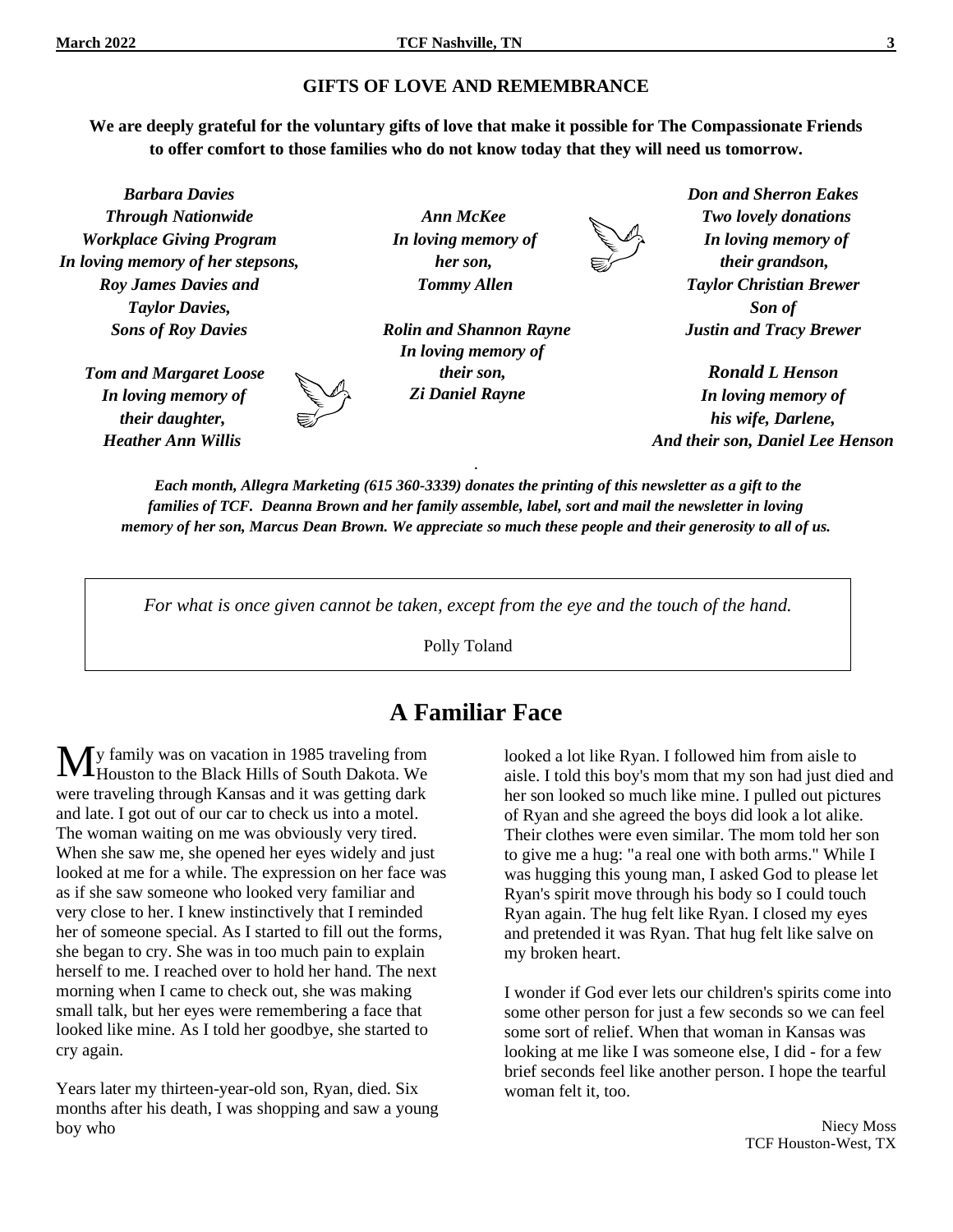## GIFTS OF LOVE AND REMEMBRANCE

**We are deeply grateful for the voluntary gifts of love that make it possible for The Compassionate Friends to offer comfort to those families who do not know today that they will need us tomorrow.**

***Barbara Davies***
***Through Nationwide Workplace Giving Program***
***In loving memory of her stepsons, Roy James Davies and Taylor Davies, Sons of Roy Davies***

***Tom and Margaret Loose***
***In loving memory of their daughter, Heather Ann Willis***

***Ann McKee***
***In loving memory of her son, Tommy Allen***

***Rolin and Shannon Rayne***
***In loving memory of their son, Zi Daniel Rayne***

***Don and Sherron Eakes***
***Two lovely donations In loving memory of their grandson, Taylor Christian Brewer Son of Justin and Tracy Brewer***

***Ronald L Henson***
***In loving memory of his wife, Darlene, And their son, Daniel Lee Henson***

***Each month, Allegra Marketing (615 360-3339) donates the printing of this newsletter as a gift to the families of TCF. Deanna Brown and her family assemble, label, sort and mail the newsletter in loving memory of her son, Marcus Dean Brown. We appreciate so much these people and their generosity to all of us.***

*For what is once given cannot be taken, except from the eye and the touch of the hand.*

Polly Toland

# A Familiar Face

My family was on vacation in 1985 traveling from Houston to the Black Hills of South Dakota. We were traveling through Kansas and it was getting dark and late. I got out of our car to check us into a motel. The woman waiting on me was obviously very tired. When she saw me, she opened her eyes widely and just looked at me for a while. The expression on her face was as if she saw someone who looked very familiar and very close to her. I knew instinctively that I reminded her of someone special. As I started to fill out the forms, she began to cry. She was in too much pain to explain herself to me. I reached over to hold her hand. The next morning when I came to check out, she was making small talk, but her eyes were remembering a face that looked like mine. As I told her goodbye, she started to cry again.

Years later my thirteen-year-old son, Ryan, died. Six months after his death, I was shopping and saw a young boy who looked a lot like Ryan. I followed him from aisle to aisle. I told this boy's mom that my son had just died and her son looked so much like mine. I pulled out pictures of Ryan and she agreed the boys did look a lot alike. Their clothes were even similar. The mom told her son to give me a hug: "a real one with both arms." While I was hugging this young man, I asked God to please let Ryan's spirit move through his body so I could touch Ryan again. The hug felt like Ryan. I closed my eyes and pretended it was Ryan. That hug felt like salve on my broken heart.

I wonder if God ever lets our children's spirits come into some other person for just a few seconds so we can feel some sort of relief. When that woman in Kansas was looking at me like I was someone else, I did - for a few brief seconds feel like another person. I hope the tearful woman felt it, too.

Niecy Moss
TCF Houston-West, TX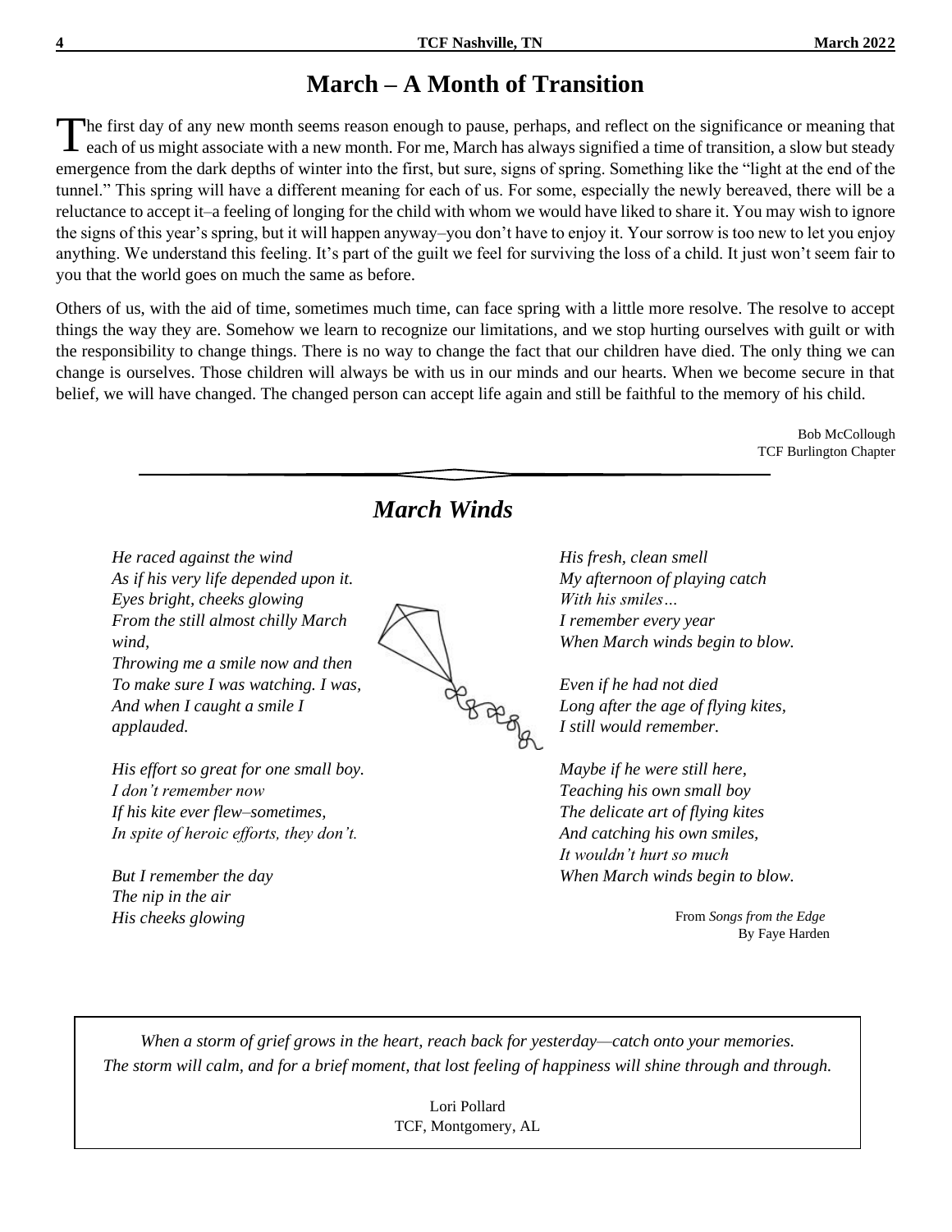# March – A Month of Transition

The first day of any new month seems reason enough to pause, perhaps, and reflect on the significance or meaning that each of us might associate with a new month. For me, March has always signified a time of transition, a slow but steady emergence from the dark depths of winter into the first, but sure, signs of spring. Something like the "light at the end of the tunnel." This spring will have a different meaning for each of us. For some, especially the newly bereaved, there will be a reluctance to accept it–a feeling of longing for the child with whom we would have liked to share it. You may wish to ignore the signs of this year's spring, but it will happen anyway–you don't have to enjoy it. Your sorrow is too new to let you enjoy anything. We understand this feeling. It's part of the guilt we feel for surviving the loss of a child. It just won't seem fair to you that the world goes on much the same as before.

Others of us, with the aid of time, sometimes much time, can face spring with a little more resolve. The resolve to accept things the way they are. Somehow we learn to recognize our limitations, and we stop hurting ourselves with guilt or with the responsibility to change things. There is no way to change the fact that our children have died. The only thing we can change is ourselves. Those children will always be with us in our minds and our hearts. When we become secure in that belief, we will have changed. The changed person can accept life again and still be faithful to the memory of his child.

Bob McCollough
TCF Burlington Chapter

## *March Winds*

*He raced against the wind*
*As if his very life depended upon it.*
*Eyes bright, cheeks glowing*
*From the still almost chilly March wind,*
*Throwing me a smile now and then*
*To make sure I was watching. I was,*
*And when I caught a smile I applauded.*

*His effort so great for one small boy.*
*I don't remember now*
*If his kite ever flew–sometimes,*
*In spite of heroic efforts, they don't.*

*But I remember the day*
*The nip in the air*
*His cheeks glowing*
*His fresh, clean smell*
*My afternoon of playing catch*
*With his smiles…*
*I remember every year*
*When March winds begin to blow.*

*Even if he had not died*
*Long after the age of flying kites,*
*I still would remember.*

*Maybe if he were still here,*
*Teaching his own small boy*
*The delicate art of flying kites*
*And catching his own smiles,*
*It wouldn't hurt so much*
*When March winds begin to blow.*

From *Songs from the Edge*
By Faye Harden

*When a storm of grief grows in the heart, reach back for yesterday—catch onto your memories.*
*The storm will calm, and for a brief moment, that lost feeling of happiness will shine through and through.*

Lori Pollard
TCF, Montgomery, AL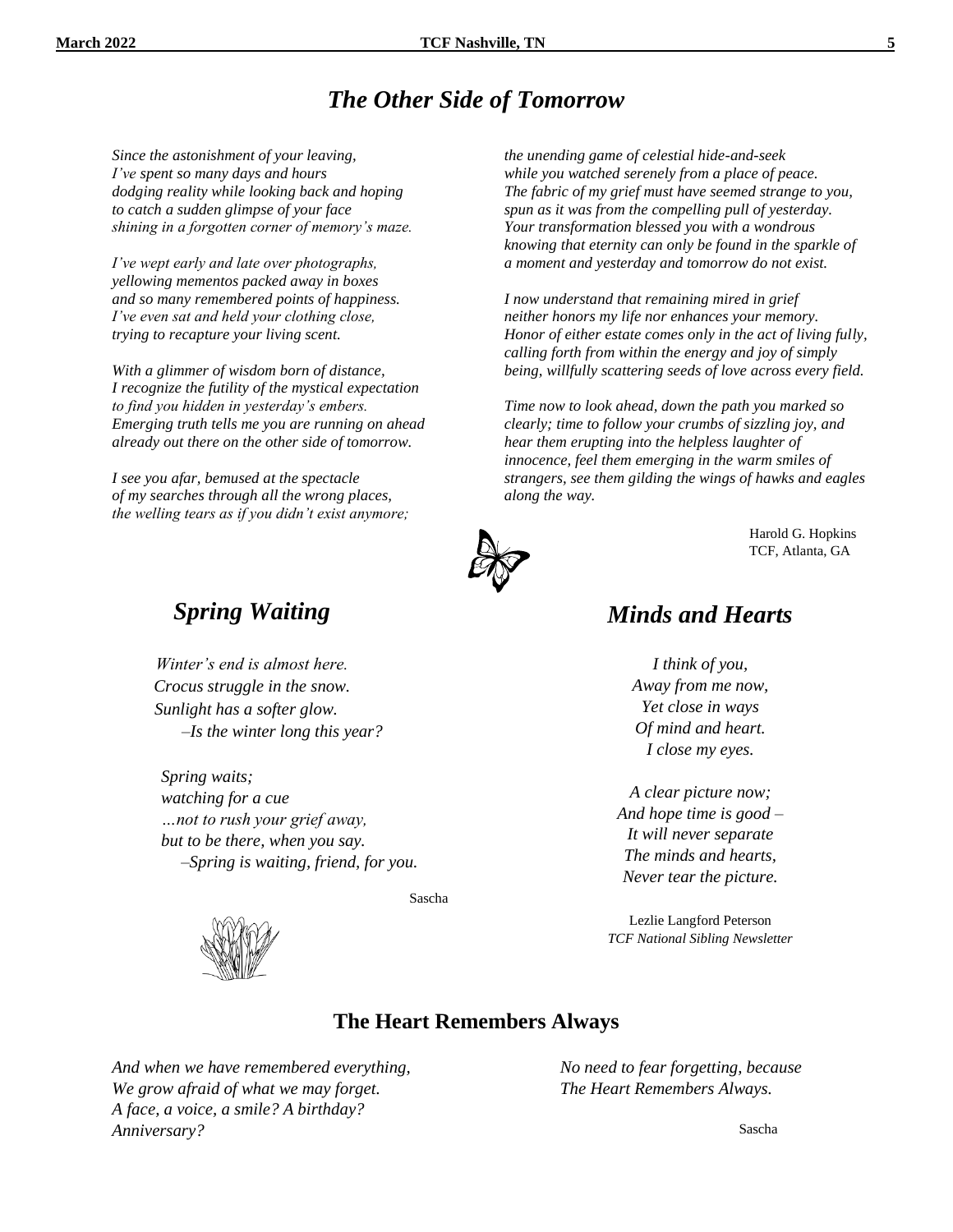## *The Other Side of Tomorrow*

*Since the astonishment of your leaving,*
*I've spent so many days and hours*
*dodging reality while looking back and hoping*
*to catch a sudden glimpse of your face*
*shining in a forgotten corner of memory's maze.*

*I've wept early and late over photographs,*
*yellowing mementos packed away in boxes*
*and so many remembered points of happiness.*
*I've even sat and held your clothing close,*
*trying to recapture your living scent.*

*With a glimmer of wisdom born of distance,*
*I recognize the futility of the mystical expectation*
*to find you hidden in yesterday's embers.*
*Emerging truth tells me you are running on ahead*
*already out there on the other side of tomorrow.*

*I see you afar, bemused at the spectacle*
*of my searches through all the wrong places,*
*the welling tears as if you didn't exist anymore;*
*the unending game of celestial hide-and-seek*
*while you watched serenely from a place of peace.*
*The fabric of my grief must have seemed strange to you,*
*spun as it was from the compelling pull of yesterday.*
*Your transformation blessed you with a wondrous*
*knowing that eternity can only be found in the sparkle of*
*a moment and yesterday and tomorrow do not exist.*

*I now understand that remaining mired in grief*
*neither honors my life nor enhances your memory.*
*Honor of either estate comes only in the act of living fully,*
*calling forth from within the energy and joy of simply*
*being, willfully scattering seeds of love across every field.*

*Time now to look ahead, down the path you marked so*
*clearly; time to follow your crumbs of sizzling joy, and*
*hear them erupting into the helpless laughter of*
*innocence, feel them emerging in the warm smiles of*
*strangers, see them gilding the wings of hawks and eagles*
*along the way.*

Harold G. Hopkins
TCF, Atlanta, GA

## *Spring Waiting*

*Winter's end is almost here.*
*Crocus struggle in the snow.*
*Sunlight has a softer glow.*
*–Is the winter long this year?*

*Spring waits;*
*watching for a cue*
*…not to rush your grief away,*
*but to be there, when you say.*
*–Spring is waiting, friend, for you.*

Sascha

## *Minds and Hearts*

*I think of you,*
*Away from me now,*
*Yet close in ways*
*Of mind and heart.*
*I close my eyes.*

*A clear picture now;*
*And hope time is good –*
*It will never separate*
*The minds and hearts,*
*Never tear the picture.*

Lezlie Langford Peterson
*TCF National Sibling Newsletter*

## The Heart Remembers Always

*And when we have remembered everything,*
*We grow afraid of what we may forget.*
*A face, a voice, a smile? A birthday?*
*Anniversary?*
*No need to fear forgetting, because*
*The Heart Remembers Always.*

Sascha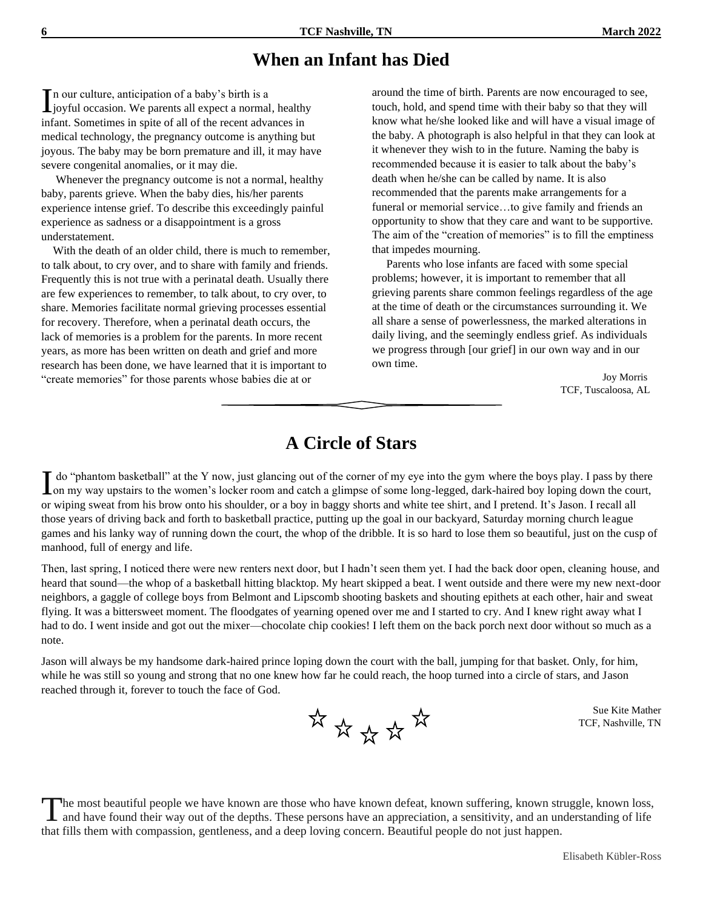# When an Infant has Died

In our culture, anticipation of a baby's birth is a joyful occasion. We parents all expect a normal, healthy infant. Sometimes in spite of all of the recent advances in medical technology, the pregnancy outcome is anything but joyous. The baby may be born premature and ill, it may have severe congenital anomalies, or it may die.

Whenever the pregnancy outcome is not a normal, healthy baby, parents grieve. When the baby dies, his/her parents experience intense grief. To describe this exceedingly painful experience as sadness or a disappointment is a gross understatement.

With the death of an older child, there is much to remember, to talk about, to cry over, and to share with family and friends. Frequently this is not true with a perinatal death. Usually there are few experiences to remember, to talk about, to cry over, to share. Memories facilitate normal grieving processes essential for recovery. Therefore, when a perinatal death occurs, the lack of memories is a problem for the parents. In more recent years, as more has been written on death and grief and more research has been done, we have learned that it is important to "create memories" for those parents whose babies die at or around the time of birth. Parents are now encouraged to see, touch, hold, and spend time with their baby so that they will know what he/she looked like and will have a visual image of the baby. A photograph is also helpful in that they can look at it whenever they wish to in the future. Naming the baby is recommended because it is easier to talk about the baby's death when he/she can be called by name. It is also recommended that the parents make arrangements for a funeral or memorial service…to give family and friends an opportunity to show that they care and want to be supportive. The aim of the "creation of memories" is to fill the emptiness that impedes mourning.

Parents who lose infants are faced with some special problems; however, it is important to remember that all grieving parents share common feelings regardless of the age at the time of death or the circumstances surrounding it. We all share a sense of powerlessness, the marked alterations in daily living, and the seemingly endless grief. As individuals we progress through [our grief] in our own way and in our own time.

Joy Morris
TCF, Tuscaloosa, AL

# A Circle of Stars

I do "phantom basketball" at the Y now, just glancing out of the corner of my eye into the gym where the boys play. I pass by there on my way upstairs to the women's locker room and catch a glimpse of some long-legged, dark-haired boy loping down the court, or wiping sweat from his brow onto his shoulder, or a boy in baggy shorts and white tee shirt, and I pretend. It's Jason. I recall all those years of driving back and forth to basketball practice, putting up the goal in our backyard, Saturday morning church league games and his lanky way of running down the court, the whop of the dribble. It is so hard to lose them so beautiful, just on the cusp of manhood, full of energy and life.

Then, last spring, I noticed there were new renters next door, but I hadn't seen them yet. I had the back door open, cleaning house, and heard that sound—the whop of a basketball hitting blacktop. My heart skipped a beat. I went outside and there were my new next-door neighbors, a gaggle of college boys from Belmont and Lipscomb shooting baskets and shouting epithets at each other, hair and sweat flying. It was a bittersweet moment. The floodgates of yearning opened over me and I started to cry. And I knew right away what I had to do. I went inside and got out the mixer—chocolate chip cookies! I left them on the back porch next door without so much as a note.

Jason will always be my handsome dark-haired prince loping down the court with the ball, jumping for that basket. Only, for him, while he was still so young and strong that no one knew how far he could reach, the hoop turned into a circle of stars, and Jason reached through it, forever to touch the face of God.

☆ ☆ ☆ ☆ ☆

Sue Kite Mather
TCF, Nashville, TN

The most beautiful people we have known are those who have known defeat, known suffering, known struggle, known loss, and have found their way out of the depths. These persons have an appreciation, a sensitivity, and an understanding of life that fills them with compassion, gentleness, and a deep loving concern. Beautiful people do not just happen.

Elisabeth Kübler-Ross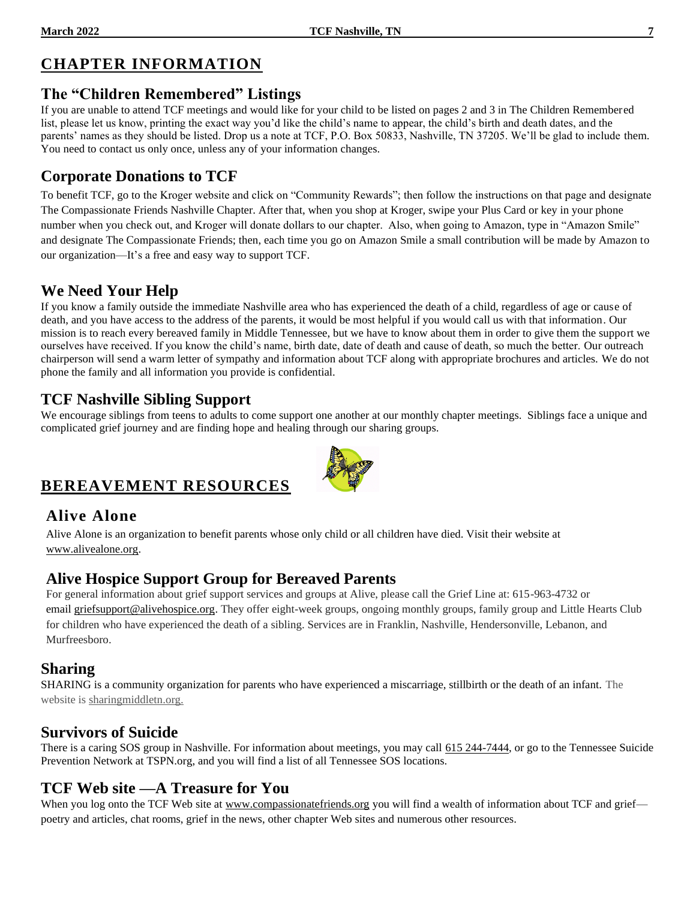# CHAPTER INFORMATION

## The "Children Remembered" Listings

If you are unable to attend TCF meetings and would like for your child to be listed on pages 2 and 3 in The Children Remembered list, please let us know, printing the exact way you'd like the child's name to appear, the child's birth and death dates, and the parents' names as they should be listed. Drop us a note at TCF, P.O. Box 50833, Nashville, TN 37205. We'll be glad to include them. You need to contact us only once, unless any of your information changes.

## Corporate Donations to TCF

To benefit TCF, go to the Kroger website and click on "Community Rewards"; then follow the instructions on that page and designate The Compassionate Friends Nashville Chapter. After that, when you shop at Kroger, swipe your Plus Card or key in your phone number when you check out, and Kroger will donate dollars to our chapter. Also, when going to Amazon, type in "Amazon Smile" and designate The Compassionate Friends; then, each time you go on Amazon Smile a small contribution will be made by Amazon to our organization—It's a free and easy way to support TCF.

## We Need Your Help

If you know a family outside the immediate Nashville area who has experienced the death of a child, regardless of age or cause of death, and you have access to the address of the parents, it would be most helpful if you would call us with that information. Our mission is to reach every bereaved family in Middle Tennessee, but we have to know about them in order to give them the support we ourselves have received. If you know the child's name, birth date, date of death and cause of death, so much the better. Our outreach chairperson will send a warm letter of sympathy and information about TCF along with appropriate brochures and articles. We do not phone the family and all information you provide is confidential.

## TCF Nashville Sibling Support

We encourage siblings from teens to adults to come support one another at our monthly chapter meetings. Siblings face a unique and complicated grief journey and are finding hope and healing through our sharing groups.

# BEREAVEMENT RESOURCES

## Alive Alone

Alive Alone is an organization to benefit parents whose only child or all children have died. Visit their website at www.alivealone.org.

## Alive Hospice Support Group for Bereaved Parents

For general information about grief support services and groups at Alive, please call the Grief Line at: 615-963-4732 or email griefsupport@alivehospice.org. They offer eight-week groups, ongoing monthly groups, family group and Little Hearts Club for children who have experienced the death of a sibling. Services are in Franklin, Nashville, Hendersonville, Lebanon, and Murfreesboro.

## Sharing

SHARING is a community organization for parents who have experienced a miscarriage, stillbirth or the death of an infant. The website is sharingmiddletn.org.

## Survivors of Suicide

There is a caring SOS group in Nashville. For information about meetings, you may call 615 244-7444, or go to the Tennessee Suicide Prevention Network at TSPN.org, and you will find a list of all Tennessee SOS locations.

## TCF Web site —A Treasure for You

When you log onto the TCF Web site at www.compassionatefriends.org you will find a wealth of information about TCF and grief—poetry and articles, chat rooms, grief in the news, other chapter Web sites and numerous other resources.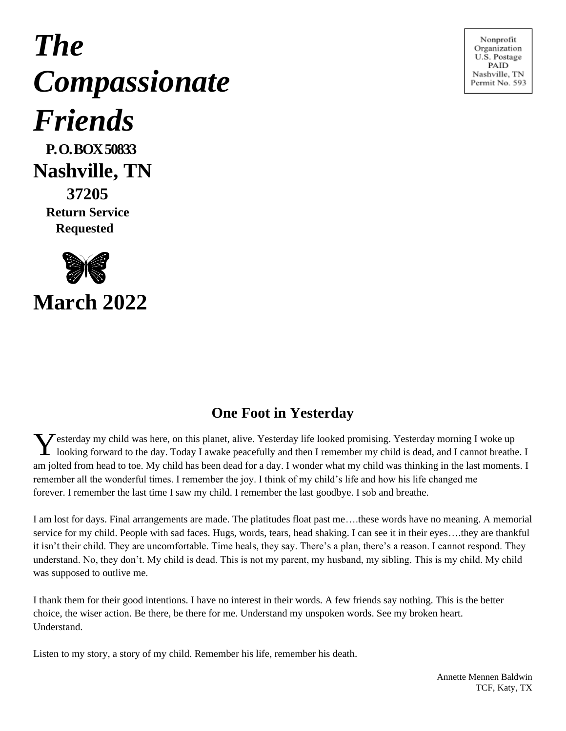# *The Compassionate Friends*

**P.O.BOX 50833**

**Nashville, TN**

**37205**

**Return Service Requested**

Nonprofit Organization
U.S. Postage
PAID
Nashville, TN
Permit No. 593

**March 2022**

## One Foot in Yesterday

Yesterday my child was here, on this planet, alive. Yesterday life looked promising. Yesterday morning I woke up looking forward to the day. Today I awake peacefully and then I remember my child is dead, and I cannot breathe. I am jolted from head to toe. My child has been dead for a day. I wonder what my child was thinking in the last moments. I remember all the wonderful times. I remember the joy. I think of my child's life and how his life changed me forever. I remember the last time I saw my child. I remember the last goodbye. I sob and breathe.

I am lost for days. Final arrangements are made. The platitudes float past me….these words have no meaning. A memorial service for my child. People with sad faces. Hugs, words, tears, head shaking. I can see it in their eyes….they are thankful it isn't their child. They are uncomfortable. Time heals, they say. There's a plan, there's a reason. I cannot respond. They understand. No, they don't. My child is dead. This is not my parent, my husband, my sibling. This is my child. My child was supposed to outlive me.

I thank them for their good intentions. I have no interest in their words. A few friends say nothing. This is the better choice, the wiser action. Be there, be there for me. Understand my unspoken words. See my broken heart. Understand.

Listen to my story, a story of my child. Remember his life, remember his death.

Annette Mennen Baldwin
TCF, Katy, TX